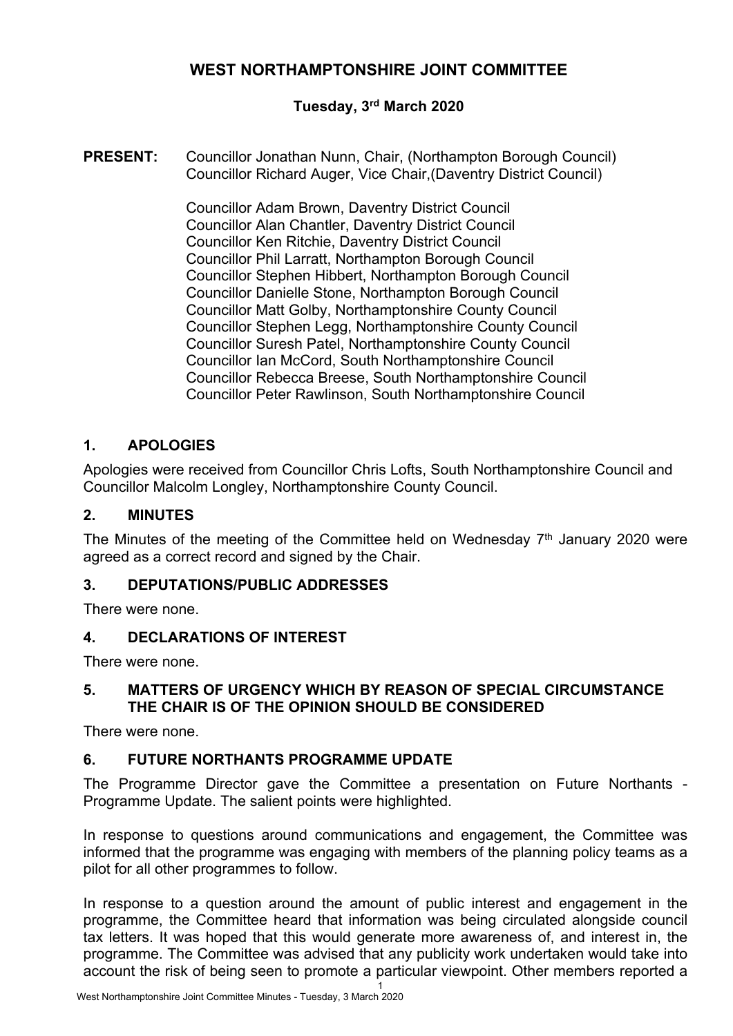# WEST NORTHAMPTONSHIRE JOINT COMMITTEE

**Tuesday, 3rd March 2020**

**PRESENT:** Councillor Jonathan Nunn, Chair, (Northampton Borough Council)
Councillor Richard Auger, Vice Chair,(Daventry District Council)

Councillor Adam Brown, Daventry District Council
Councillor Alan Chantler, Daventry District Council
Councillor Ken Ritchie, Daventry District Council
Councillor Phil Larratt, Northampton Borough Council
Councillor Stephen Hibbert, Northampton Borough Council
Councillor Danielle Stone, Northampton Borough Council
Councillor Matt Golby, Northamptonshire County Council
Councillor Stephen Legg, Northamptonshire County Council
Councillor Suresh Patel, Northamptonshire County Council
Councillor Ian McCord, South Northamptonshire Council
Councillor Rebecca Breese, South Northamptonshire Council
Councillor Peter Rawlinson, South Northamptonshire Council

## 1. APOLOGIES

Apologies were received from Councillor Chris Lofts, South Northamptonshire Council and Councillor Malcolm Longley, Northamptonshire County Council.

## 2. MINUTES

The Minutes of the meeting of the Committee held on Wednesday 7th January 2020 were agreed as a correct record and signed by the Chair.

## 3. DEPUTATIONS/PUBLIC ADDRESSES

There were none.

## 4. DECLARATIONS OF INTEREST

There were none.

## 5. MATTERS OF URGENCY WHICH BY REASON OF SPECIAL CIRCUMSTANCE THE CHAIR IS OF THE OPINION SHOULD BE CONSIDERED

There were none.

## 6. FUTURE NORTHANTS PROGRAMME UPDATE

The Programme Director gave the Committee a presentation on Future Northants - Programme Update. The salient points were highlighted.

In response to questions around communications and engagement, the Committee was informed that the programme was engaging with members of the planning policy teams as a pilot for all other programmes to follow.

In response to a question around the amount of public interest and engagement in the programme, the Committee heard that information was being circulated alongside council tax letters. It was hoped that this would generate more awareness of, and interest in, the programme. The Committee was advised that any publicity work undertaken would take into account the risk of being seen to promote a particular viewpoint. Other members reported a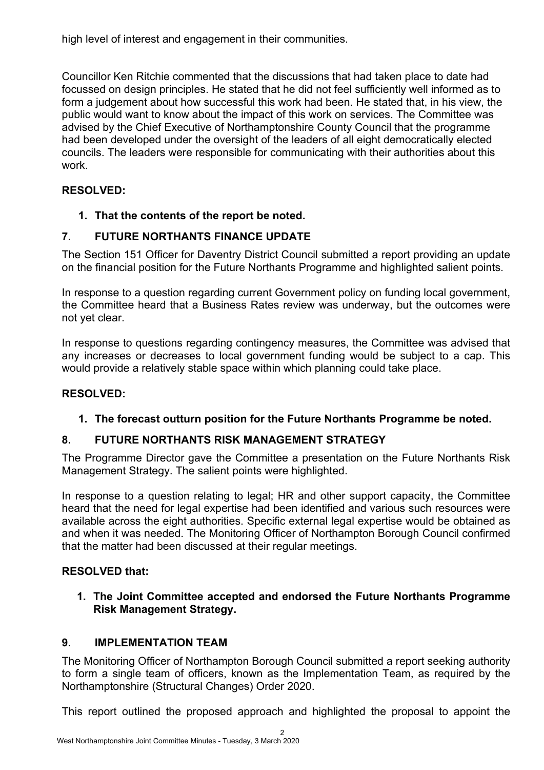high level of interest and engagement in their communities.

Councillor Ken Ritchie commented that the discussions that had taken place to date had focussed on design principles. He stated that he did not feel sufficiently well informed as to form a judgement about how successful this work had been. He stated that, in his view, the public would want to know about the impact of this work on services. The Committee was advised by the Chief Executive of Northamptonshire County Council that the programme had been developed under the oversight of the leaders of all eight democratically elected councils. The leaders were responsible for communicating with their authorities about this work.

**RESOLVED:**

1. **That the contents of the report be noted.**

## 7. FUTURE NORTHANTS FINANCE UPDATE

The Section 151 Officer for Daventry District Council submitted a report providing an update on the financial position for the Future Northants Programme and highlighted salient points.

In response to a question regarding current Government policy on funding local government, the Committee heard that a Business Rates review was underway, but the outcomes were not yet clear.

In response to questions regarding contingency measures, the Committee was advised that any increases or decreases to local government funding would be subject to a cap. This would provide a relatively stable space within which planning could take place.

**RESOLVED:**

1. **The forecast outturn position for the Future Northants Programme be noted.**

## 8. FUTURE NORTHANTS RISK MANAGEMENT STRATEGY

The Programme Director gave the Committee a presentation on the Future Northants Risk Management Strategy. The salient points were highlighted.

In response to a question relating to legal; HR and other support capacity, the Committee heard that the need for legal expertise had been identified and various such resources were available across the eight authorities. Specific external legal expertise would be obtained as and when it was needed. The Monitoring Officer of Northampton Borough Council confirmed that the matter had been discussed at their regular meetings.

**RESOLVED that:**

1. **The Joint Committee accepted and endorsed the Future Northants Programme Risk Management Strategy.**

## 9. IMPLEMENTATION TEAM

The Monitoring Officer of Northampton Borough Council submitted a report seeking authority to form a single team of officers, known as the Implementation Team, as required by the Northamptonshire (Structural Changes) Order 2020.

This report outlined the proposed approach and highlighted the proposal to appoint the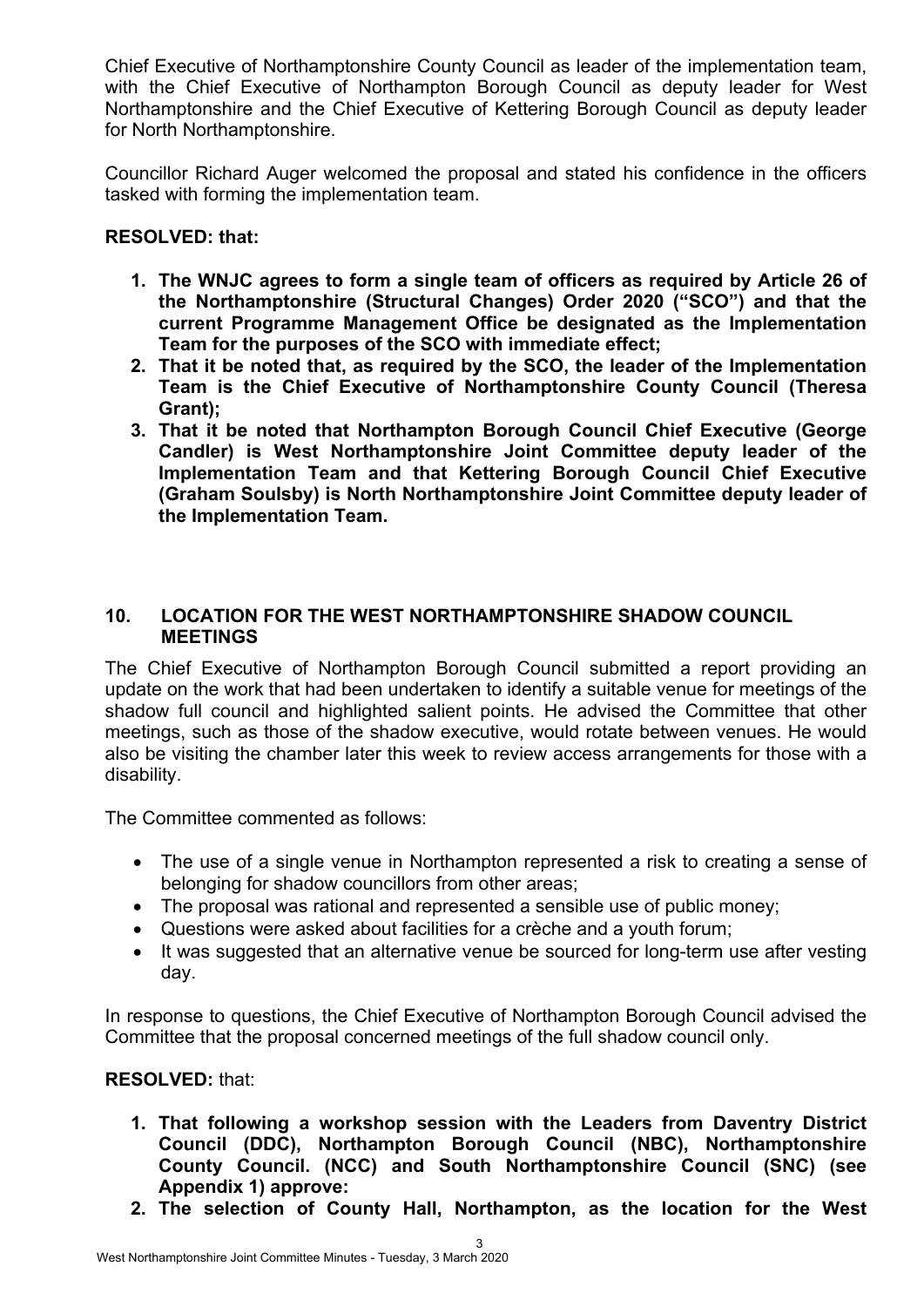Chief Executive of Northamptonshire County Council as leader of the implementation team, with the Chief Executive of Northampton Borough Council as deputy leader for West Northamptonshire and the Chief Executive of Kettering Borough Council as deputy leader for North Northamptonshire.

Councillor Richard Auger welcomed the proposal and stated his confidence in the officers tasked with forming the implementation team.

**RESOLVED: that:**

1. **The WNJC agrees to form a single team of officers as required by Article 26 of the Northamptonshire (Structural Changes) Order 2020 ("SCO") and that the current Programme Management Office be designated as the Implementation Team for the purposes of the SCO with immediate effect;**
2. **That it be noted that, as required by the SCO, the leader of the Implementation Team is the Chief Executive of Northamptonshire County Council (Theresa Grant);**
3. **That it be noted that Northampton Borough Council Chief Executive (George Candler) is West Northamptonshire Joint Committee deputy leader of the Implementation Team and that Kettering Borough Council Chief Executive (Graham Soulsby) is North Northamptonshire Joint Committee deputy leader of the Implementation Team.**

## 10. LOCATION FOR THE WEST NORTHAMPTONSHIRE SHADOW COUNCIL MEETINGS

The Chief Executive of Northampton Borough Council submitted a report providing an update on the work that had been undertaken to identify a suitable venue for meetings of the shadow full council and highlighted salient points. He advised the Committee that other meetings, such as those of the shadow executive, would rotate between venues. He would also be visiting the chamber later this week to review access arrangements for those with a disability.

The Committee commented as follows:

- The use of a single venue in Northampton represented a risk to creating a sense of belonging for shadow councillors from other areas;
- The proposal was rational and represented a sensible use of public money;
- Questions were asked about facilities for a crèche and a youth forum;
- It was suggested that an alternative venue be sourced for long-term use after vesting day.

In response to questions, the Chief Executive of Northampton Borough Council advised the Committee that the proposal concerned meetings of the full shadow council only.

**RESOLVED:** that:

1. **That following a workshop session with the Leaders from Daventry District Council (DDC), Northampton Borough Council (NBC), Northamptonshire County Council. (NCC) and South Northamptonshire Council (SNC) (see Appendix 1) approve:**
2. **The selection of County Hall, Northampton, as the location for the West**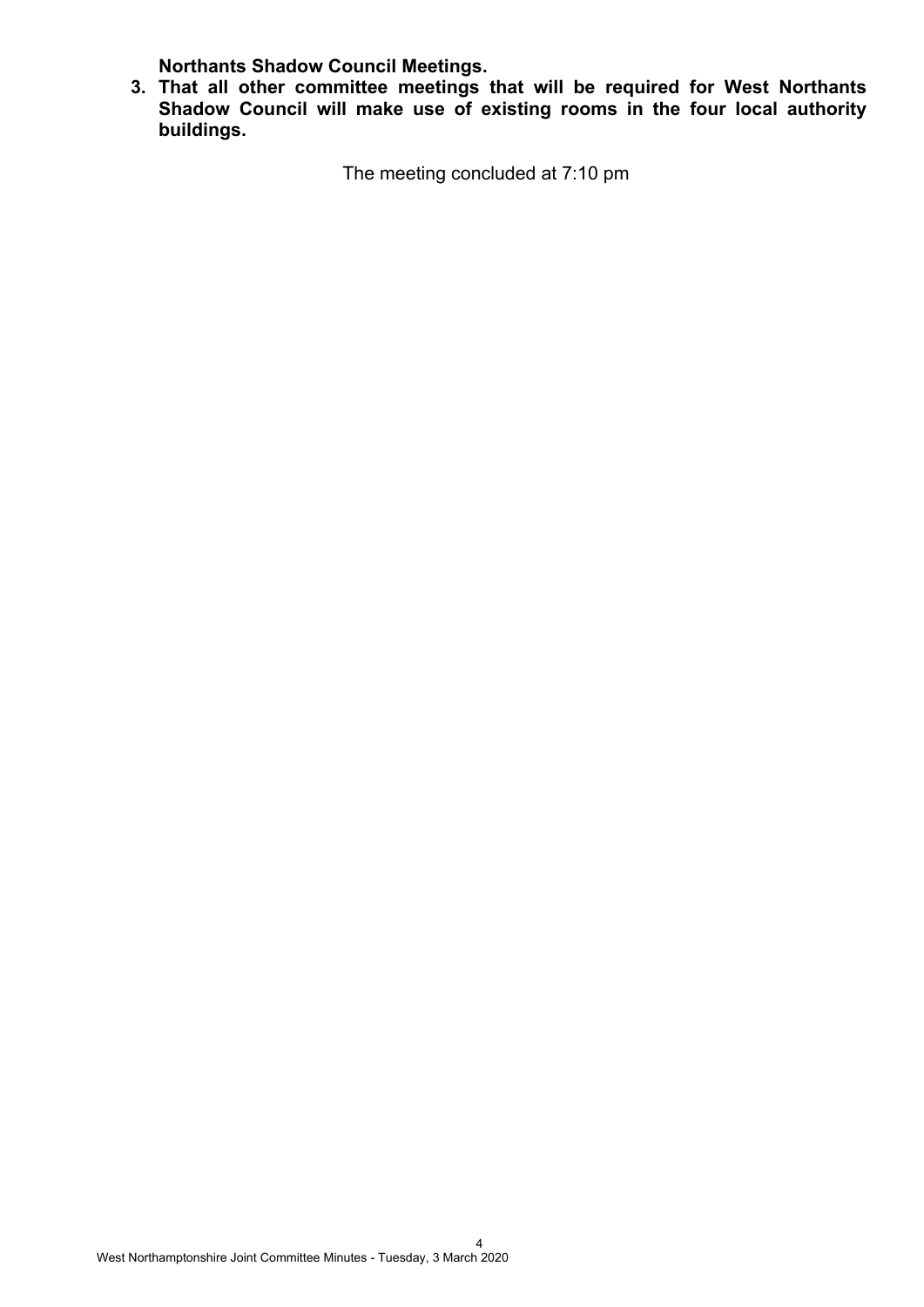**Northants Shadow Council Meetings.**

3. **That all other committee meetings that will be required for West Northants Shadow Council will make use of existing rooms in the four local authority buildings.**

The meeting concluded at 7:10 pm